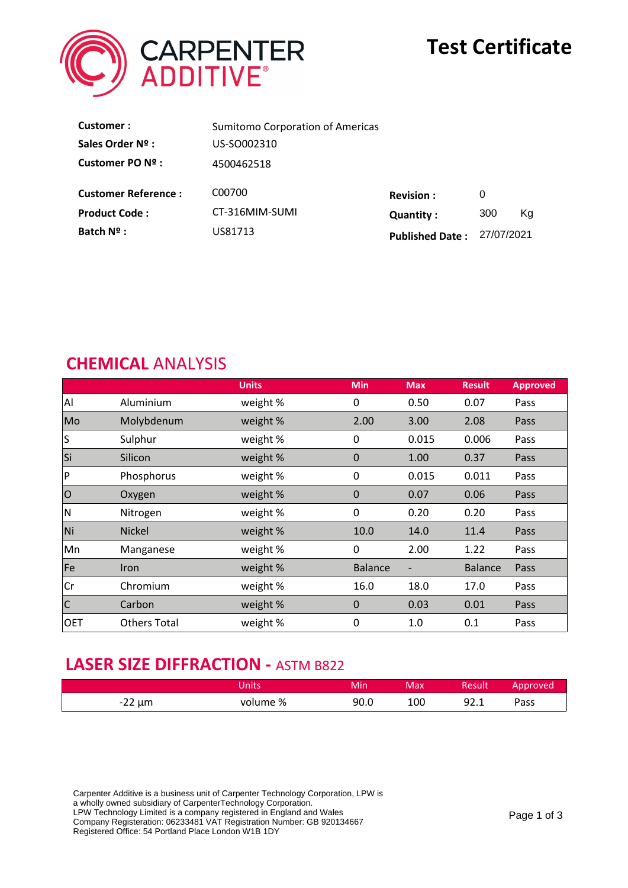CARPENTER ADDITIVE®

# Test Certificate

| | | | |
|---|---|---|---|
| **Customer :** | Sumitomo Corporation of Americas | | |
| **Sales Order Nº :** | US-SO002310 | | |
| **Customer PO Nº :** | 4500462518 | | |
| **Customer Reference :** | C00700 | **Revision :** | 0 |
| **Product Code :** | CT-316MIM-SUMI | **Quantity :** | 300 Kg |
| **Batch Nº :** | US81713 | **Published Date :** | 27/07/2021 |

## CHEMICAL ANALYSIS

| | | Units | Min | Max | Result | Approved |
|---|---|---|---|---|---|---|
| Al | Aluminium | weight % | 0 | 0.50 | 0.07 | Pass |
| Mo | Molybdenum | weight % | 2.00 | 3.00 | 2.08 | Pass |
| S | Sulphur | weight % | 0 | 0.015 | 0.006 | Pass |
| Si | Silicon | weight % | 0 | 1.00 | 0.37 | Pass |
| P | Phosphorus | weight % | 0 | 0.015 | 0.011 | Pass |
| O | Oxygen | weight % | 0 | 0.07 | 0.06 | Pass |
| N | Nitrogen | weight % | 0 | 0.20 | 0.20 | Pass |
| Ni | Nickel | weight % | 10.0 | 14.0 | 11.4 | Pass |
| Mn | Manganese | weight % | 0 | 2.00 | 1.22 | Pass |
| Fe | Iron | weight % | Balance | - | Balance | Pass |
| Cr | Chromium | weight % | 16.0 | 18.0 | 17.0 | Pass |
| C | Carbon | weight % | 0 | 0.03 | 0.01 | Pass |
| OET | Others Total | weight % | 0 | 1.0 | 0.1 | Pass |

## LASER SIZE DIFFRACTION - ASTM B822

| | Units | Min | Max | Result | Approved |
|---|---|---|---|---|---|
| -22 µm | volume % | 90.0 | 100 | 92.1 | Pass |

Carpenter Additive is a business unit of Carpenter Technology Corporation, LPW is a wholly owned subsidiary of CarpenterTechnology Corporation.
LPW Technology Limited is a company registered in England and Wales
Company Registeration: 06233481 VAT Registration Number: GB 920134667
Registered Office: 54 Portland Place London W1B 1DY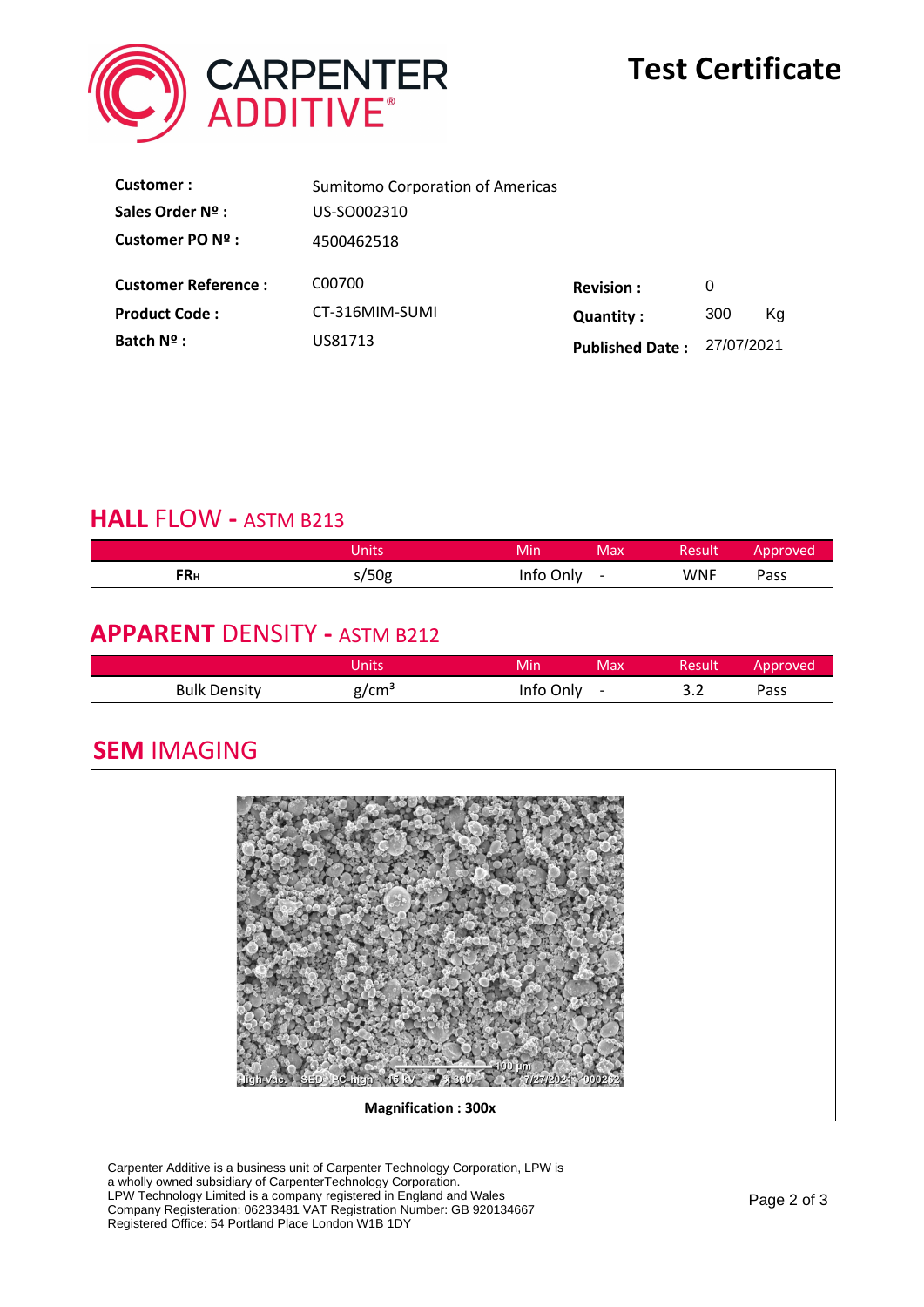# Test Certificate

| | | | |
|---|---|---|---|
| **Customer :** | Sumitomo Corporation of Americas | | |
| **Sales Order Nº :** | US-SO002310 | | |
| **Customer PO Nº :** | 4500462518 | | |
| **Customer Reference :** | C00700 | **Revision :** | 0 |
| **Product Code :** | CT-316MIM-SUMI | **Quantity :** | 300 Kg |
| **Batch Nº :** | US81713 | **Published Date :** | 27/07/2021 |

## HALL FLOW - ASTM B213

| | Units | Min | Max | Result | Approved |
|---|---|---|---|---|---|
| **$FR_H$** | s/50g | Info Only | - | WNF | Pass |

## APPARENT DENSITY - ASTM B212

| | Units | Min | Max | Result | Approved |
|---|---|---|---|---|---|
| Bulk Density | $g/cm^3$ | Info Only | - | 3.2 | Pass |

## SEM IMAGING

High-vac. SED PC-high 15 kV x 300 100 µm 7/27/2021 000262

**Magnification : 300x**

Carpenter Additive is a business unit of Carpenter Technology Corporation, LPW is a wholly owned subsidiary of CarpenterTechnology Corporation.
LPW Technology Limited is a company registered in England and Wales
Company Registeration: 06233481 VAT Registration Number: GB 920134667
Registered Office: 54 Portland Place London W1B 1DY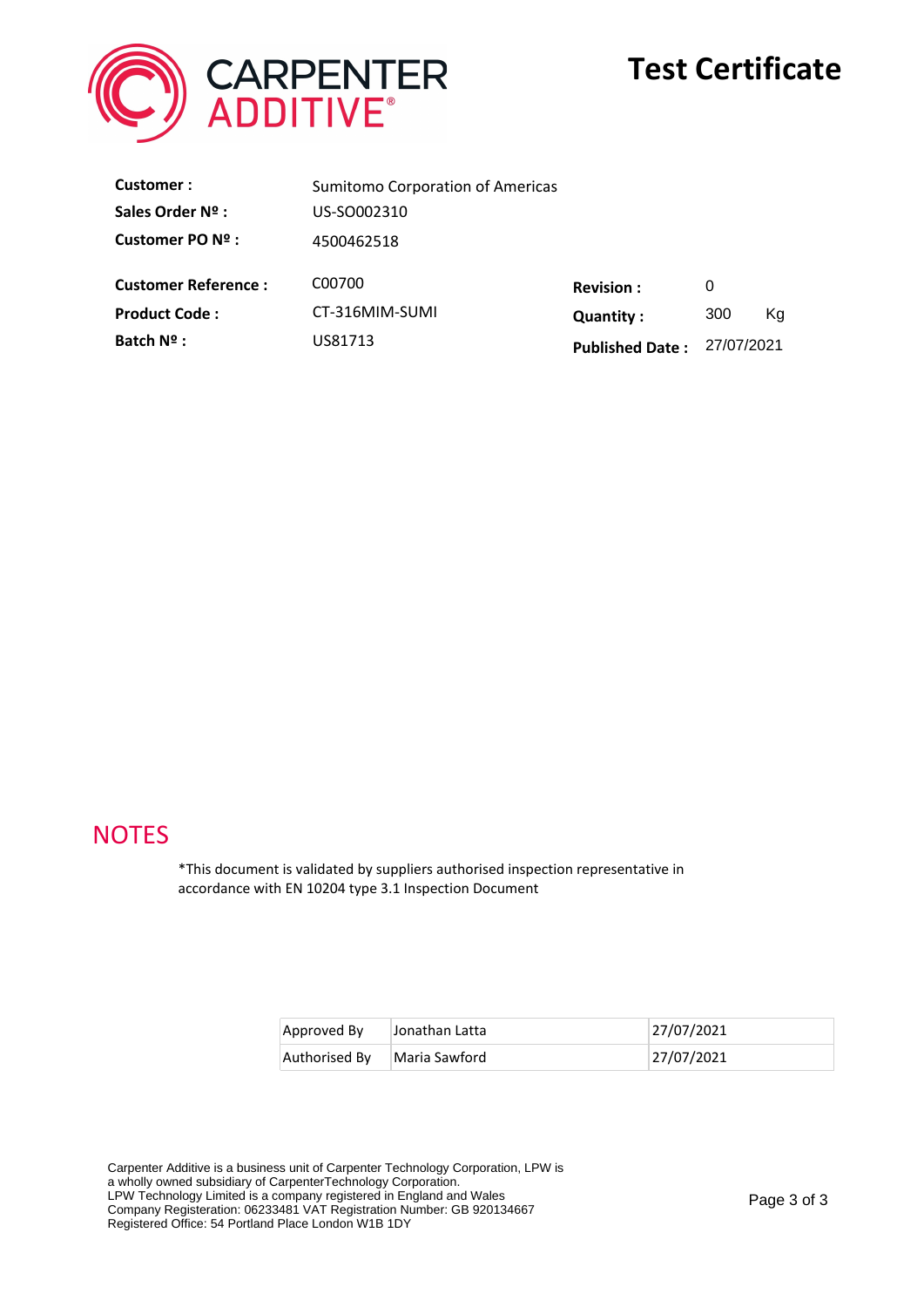CARPENTER ADDITIVE®

# Test Certificate

| | | | |
|---|---|---|---|
| **Customer :** | Sumitomo Corporation of Americas | | |
| **Sales Order Nº :** | US-SO002310 | | |
| **Customer PO Nº :** | 4500462518 | | |
| **Customer Reference :** | C00700 | **Revision :** | 0 |
| **Product Code :** | CT-316MIM-SUMI | **Quantity :** | 300 Kg |
| **Batch Nº :** | US81713 | **Published Date :** | 27/07/2021 |

## NOTES

*This document is validated by suppliers authorised inspection representative in accordance with EN 10204 type 3.1 Inspection Document

| | | |
|---|---|---|
| Approved By | Jonathan Latta | 27/07/2021 |
| Authorised By | Maria Sawford | 27/07/2021 |

Carpenter Additive is a business unit of Carpenter Technology Corporation, LPW is a wholly owned subsidiary of CarpenterTechnology Corporation.
LPW Technology Limited is a company registered in England and Wales
Company Registeration: 06233481 VAT Registration Number: GB 920134667
Registered Office: 54 Portland Place London W1B 1DY